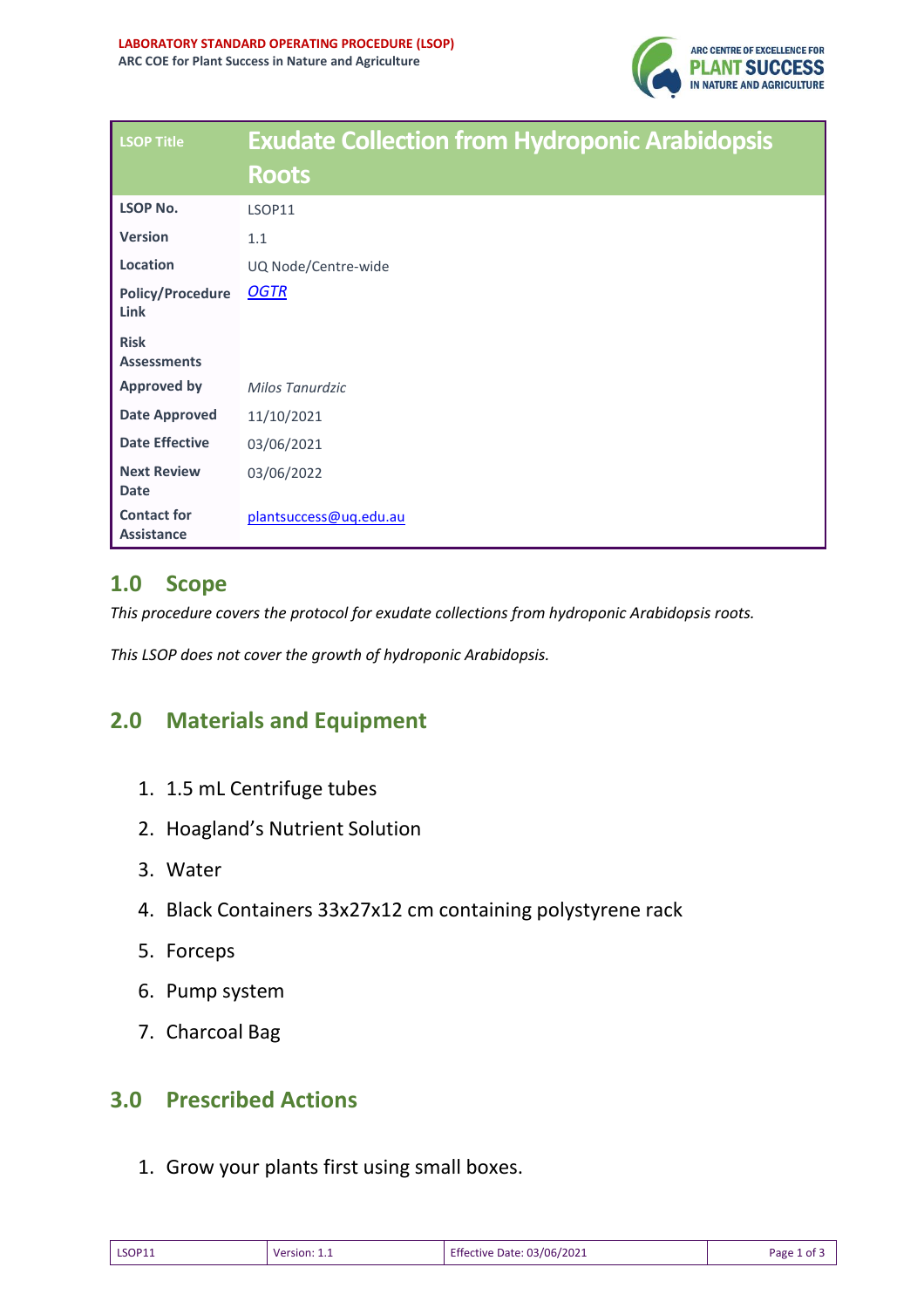**LABORATORY STANDARD OPERATING PROCEDURE (LSOP)**
**ARC COE for Plant Success in Nature and Agriculture**

| LSOP Title | Exude Collection from Hydroponic Arabidopsis Roots |
| --- | --- |
| **LSOP No.** | LSOP11 |
| **Version** | 1.1 |
| **Location** | UQ Node/Centre-wide |
| **Policy/Procedure Link** | *OGTR* |
| **Risk Assessments** | |
| **Approved by** | *Milos Tanurdzic* |
| **Date Approved** | 11/10/2021 |
| **Date Effective** | 03/06/2021 |
| **Next Review Date** | 03/06/2022 |
| **Contact for Assistance** | plantsuccess@uq.edu.au |

## 1.0 Scope

*This procedure covers the protocol for exudate collections from hydroponic Arabidopsis roots.*

*This LSOP does not cover the growth of hydroponic Arabidopsis.*

## 2.0 Materials and Equipment

1. 1.5 mL Centrifuge tubes
2. Hoagland's Nutrient Solution
3. Water
4. Black Containers 33x27x12 cm containing polystyrene rack
5. Forceps
6. Pump system
7. Charcoal Bag

## 3.0 Prescribed Actions

1. Grow your plants first using small boxes.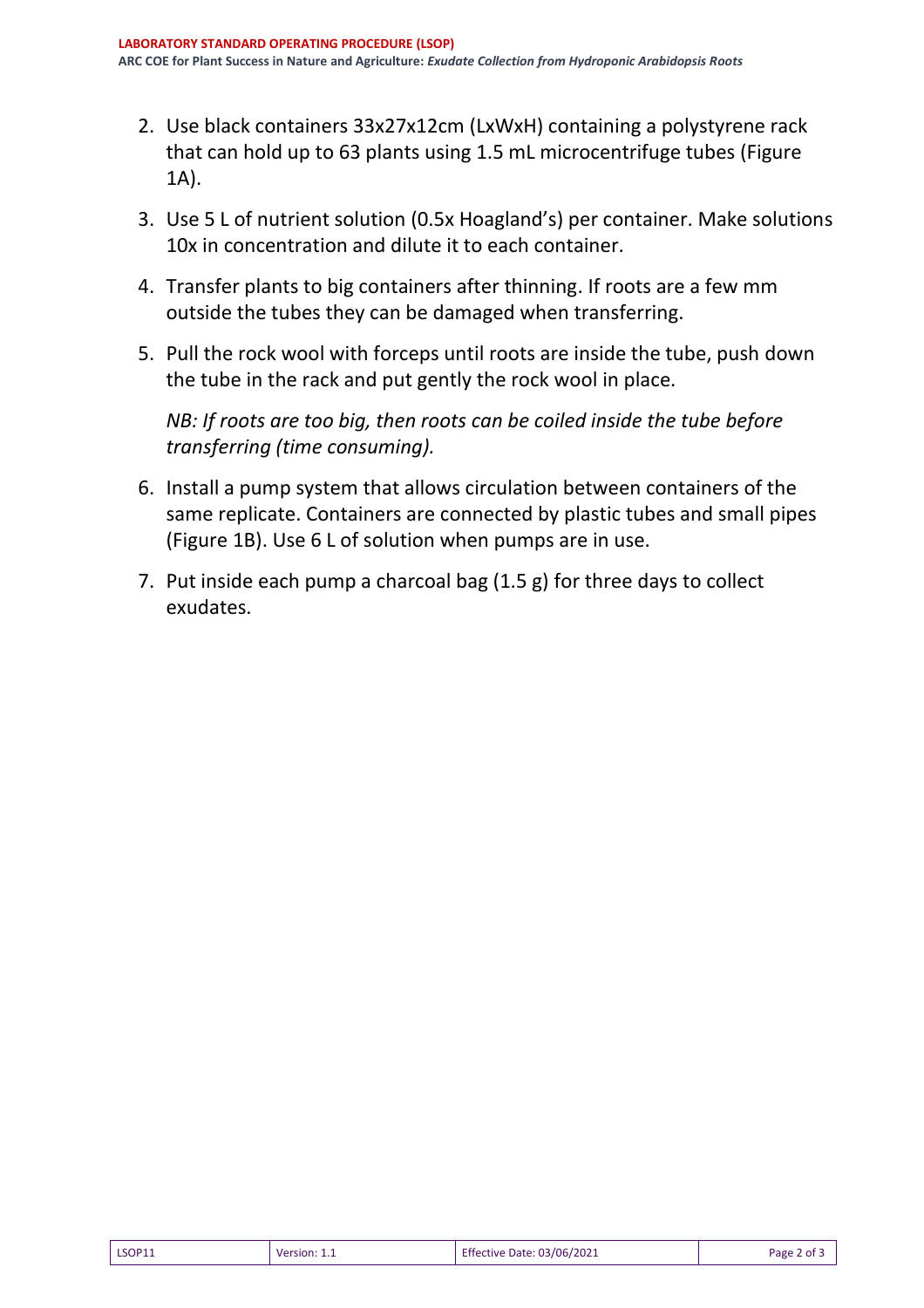2. Use black containers 33x27x12cm (LxWxH) containing a polystyrene rack that can hold up to 63 plants using 1.5 mL microcentrifuge tubes (Figure 1A).

3. Use 5 L of nutrient solution (0.5x Hoagland's) per container. Make solutions 10x in concentration and dilute it to each container.

4. Transfer plants to big containers after thinning. If roots are a few mm outside the tubes they can be damaged when transferring.

5. Pull the rock wool with forceps until roots are inside the tube, push down the tube in the rack and put gently the rock wool in place.

   *NB: If roots are too big, then roots can be coiled inside the tube before transferring (time consuming).*

6. Install a pump system that allows circulation between containers of the same replicate. Containers are connected by plastic tubes and small pipes (Figure 1B). Use 6 L of solution when pumps are in use.

7. Put inside each pump a charcoal bag (1.5 g) for three days to collect exudates.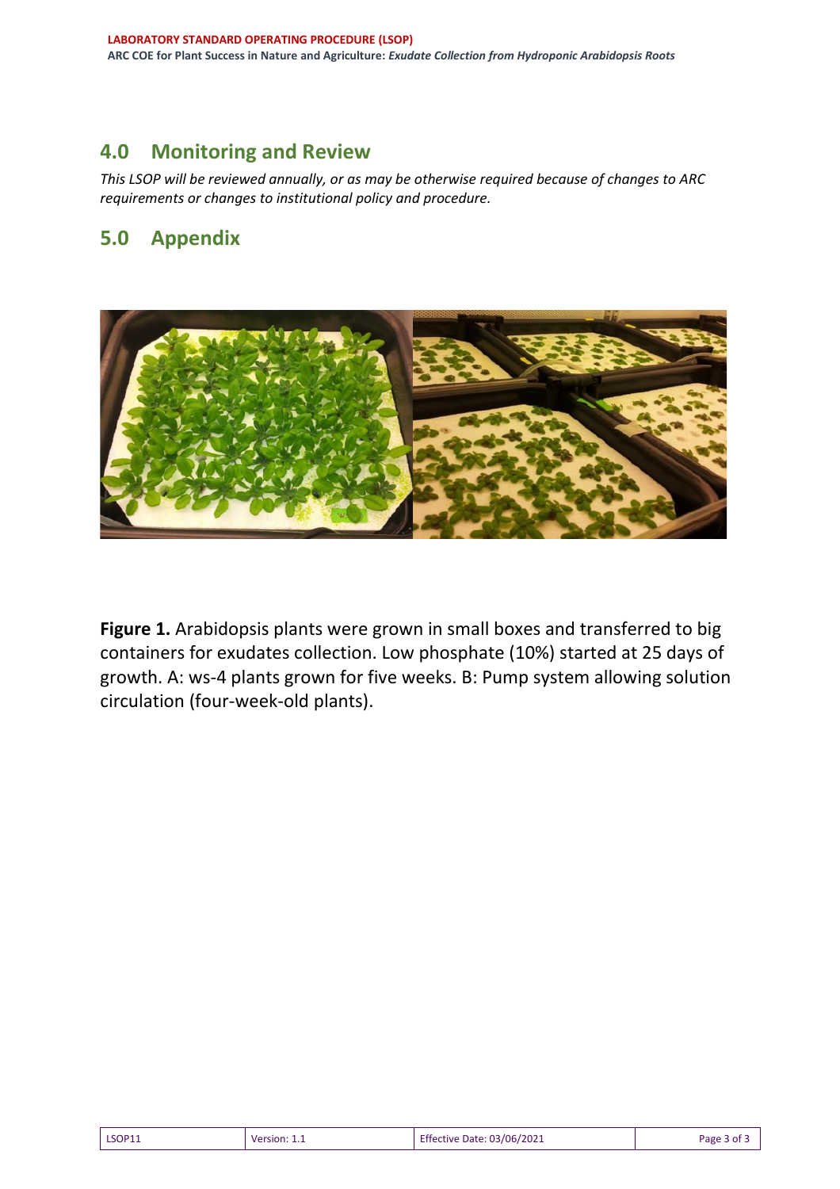## 4.0 Monitoring and Review

*This LSOP will be reviewed annually, or as may be otherwise required because of changes to ARC requirements or changes to institutional policy and procedure.*

## 5.0 Appendix

**Figure 1.** Arabidopsis plants were grown in small boxes and transferred to big containers for exudates collection. Low phosphate (10%) started at 25 days of growth. A: ws-4 plants grown for five weeks. B: Pump system allowing solution circulation (four-week-old plants).